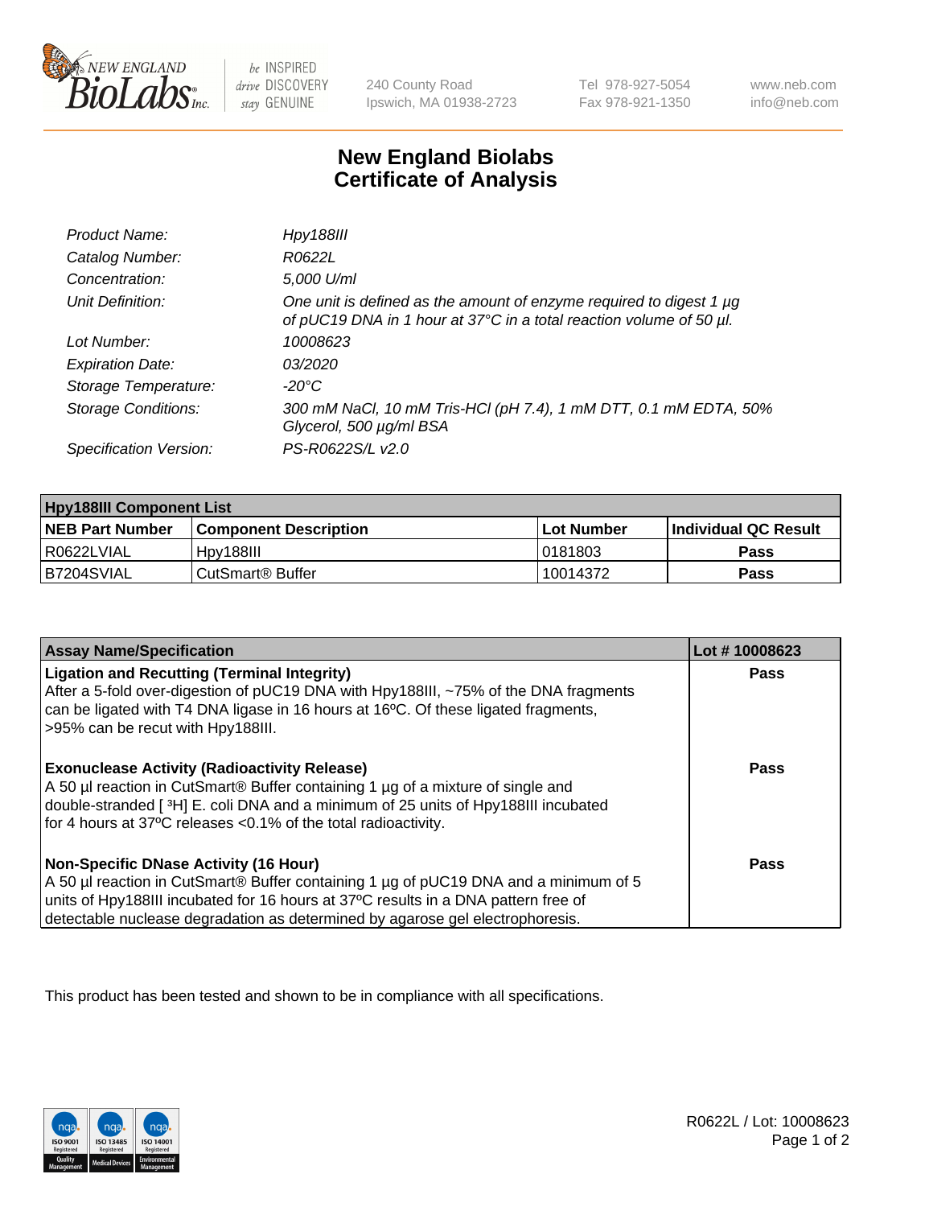# New England Biolabs
# Certificate of Analysis

| | |
|---|---|
| *Product Name:* | *Hpy188III* |
| *Catalog Number:* | *R0622L* |
| *Concentration:* | *5,000 U/ml* |
| *Unit Definition:* | *One unit is defined as the amount of enzyme required to digest 1 µg of pUC19 DNA in 1 hour at 37°C in a total reaction volume of 50 µl.* |
| *Lot Number:* | *10008623* |
| *Expiration Date:* | *03/2020* |
| *Storage Temperature:* | *-20°C* |
| *Storage Conditions:* | *300 mM NaCl, 10 mM Tris-HCl (pH 7.4), 1 mM DTT, 0.1 mM EDTA, 50% Glycerol, 500 µg/ml BSA* |
| *Specification Version:* | *PS-R0622S/L v2.0* |

| Hpy188III Component List | | | |
|---|---|---|---|
| **NEB Part Number** | **Component Description** | **Lot Number** | **Individual QC Result** |
| R0622LVIAL | Hpy188III | 0181803 | **Pass** |
| B7204SVIAL | CutSmart® Buffer | 10014372 | **Pass** |

| Assay Name/Specification | Lot # 10008623 |
|---|---|
| **Ligation and Recutting (Terminal Integrity)** After a 5-fold over-digestion of pUC19 DNA with Hpy188III, ~75% of the DNA fragments can be ligated with T4 DNA ligase in 16 hours at 16ºC. Of these ligated fragments, >95% can be recut with Hpy188III. | **Pass** |
| **Exonuclease Activity (Radioactivity Release)** A 50 µl reaction in CutSmart® Buffer containing 1 µg of a mixture of single and double-stranded [ $^3$H] E. coli DNA and a minimum of 25 units of Hpy188III incubated for 4 hours at 37ºC releases <0.1% of the total radioactivity. | **Pass** |
| **Non-Specific DNase Activity (16 Hour)** A 50 µl reaction in CutSmart® Buffer containing 1 µg of pUC19 DNA and a minimum of 5 units of Hpy188III incubated for 16 hours at 37ºC results in a DNA pattern free of detectable nuclease degradation as determined by agarose gel electrophoresis. | **Pass** |

This product has been tested and shown to be in compliance with all specifications.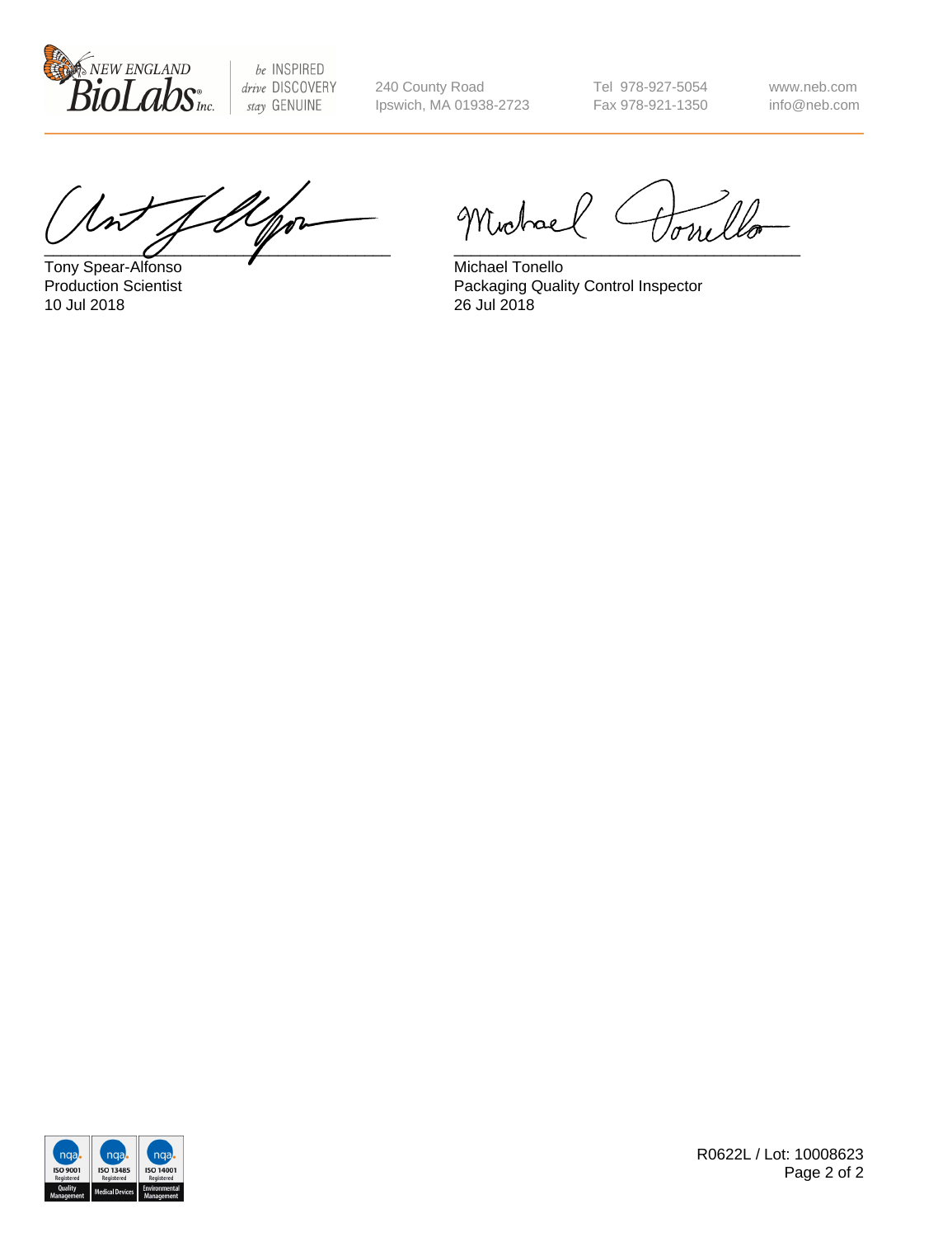Tony Spear-Alfonso
Production Scientist
10 Jul 2018

Michael Tonello
Packaging Quality Control Inspector
26 Jul 2018

R0622L / Lot: 10008623